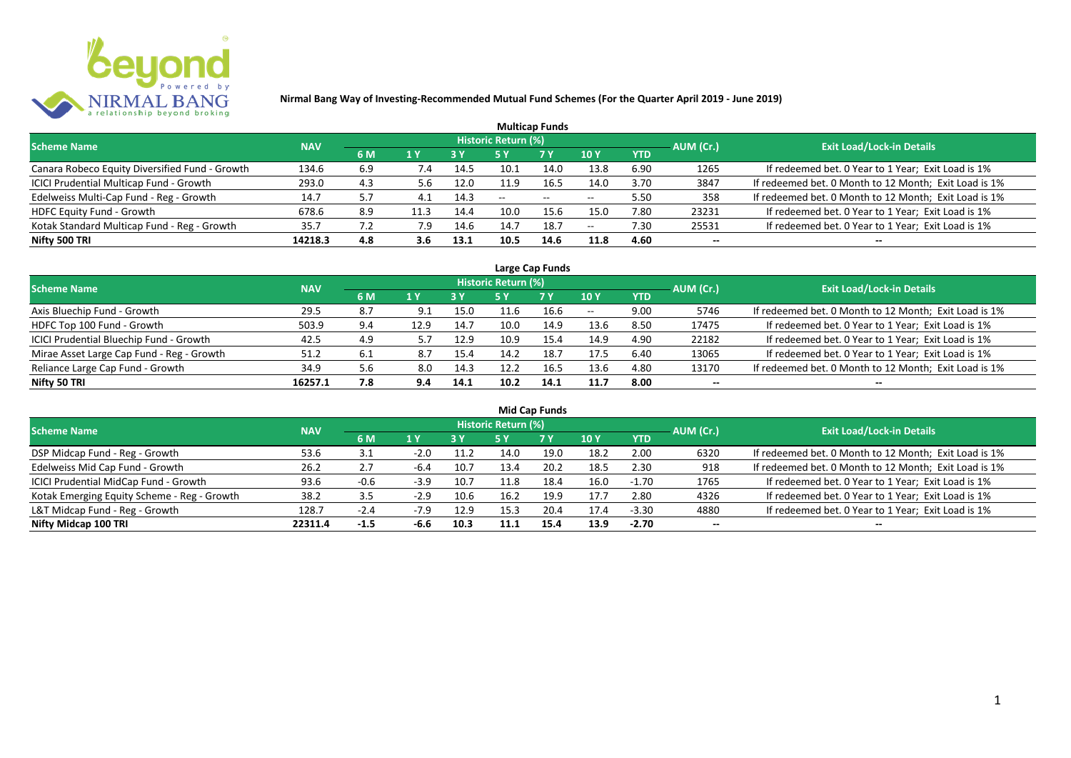# Nirmal Bang Way of Investing-Recommended Mutual Fund Schemes (For the Quarter April 2019 - June 2019)

## Multicap Funds

| Scheme Name | NAV | Historic Return (%) | | | | | | | AUM (Cr.) | Exit Load/Lock-in Details |
|---|---|---|---|---|---|---|---|---|---|---|
| | | 6 M | 1 Y | 3 Y | 5 Y | 7 Y | 10 Y | YTD | | |
| Canara Robeco Equity Diversified Fund - Growth | 134.6 | 6.9 | 7.4 | 14.5 | 10.1 | 14.0 | 13.8 | 6.90 | 1265 | If redeemed bet. 0 Year to 1 Year; Exit Load is 1% |
| ICICI Prudential Multicap Fund - Growth | 293.0 | 4.3 | 5.6 | 12.0 | 11.9 | 16.5 | 14.0 | 3.70 | 3847 | If redeemed bet. 0 Month to 12 Month; Exit Load is 1% |
| Edelweiss Multi-Cap Fund - Reg - Growth | 14.7 | 5.7 | 4.1 | 14.3 | -- | -- | -- | 5.50 | 358 | If redeemed bet. 0 Month to 12 Month; Exit Load is 1% |
| HDFC Equity Fund - Growth | 678.6 | 8.9 | 11.3 | 14.4 | 10.0 | 15.6 | 15.0 | 7.80 | 23231 | If redeemed bet. 0 Year to 1 Year; Exit Load is 1% |
| Kotak Standard Multicap Fund - Reg - Growth | 35.7 | 7.2 | 7.9 | 14.6 | 14.7 | 18.7 | -- | 7.30 | 25531 | If redeemed bet. 0 Year to 1 Year; Exit Load is 1% |
| **Nifty 500 TRI** | **14218.3** | **4.8** | **3.6** | **13.1** | **10.5** | **14.6** | **11.8** | **4.60** | **--** | **--** |

## Large Cap Funds

| Scheme Name | NAV | Historic Return (%) | | | | | | | AUM (Cr.) | Exit Load/Lock-in Details |
|---|---|---|---|---|---|---|---|---|---|---|
| | | 6 M | 1 Y | 3 Y | 5 Y | 7 Y | 10 Y | YTD | | |
| Axis Bluechip Fund - Growth | 29.5 | 8.7 | 9.1 | 15.0 | 11.6 | 16.6 | -- | 9.00 | 5746 | If redeemed bet. 0 Month to 12 Month; Exit Load is 1% |
| HDFC Top 100 Fund - Growth | 503.9 | 9.4 | 12.9 | 14.7 | 10.0 | 14.9 | 13.6 | 8.50 | 17475 | If redeemed bet. 0 Year to 1 Year; Exit Load is 1% |
| ICICI Prudential Bluechip Fund - Growth | 42.5 | 4.9 | 5.7 | 12.9 | 10.9 | 15.4 | 14.9 | 4.90 | 22182 | If redeemed bet. 0 Year to 1 Year; Exit Load is 1% |
| Mirae Asset Large Cap Fund - Reg - Growth | 51.2 | 6.1 | 8.7 | 15.4 | 14.2 | 18.7 | 17.5 | 6.40 | 13065 | If redeemed bet. 0 Year to 1 Year; Exit Load is 1% |
| Reliance Large Cap Fund - Growth | 34.9 | 5.6 | 8.0 | 14.3 | 12.2 | 16.5 | 13.6 | 4.80 | 13170 | If redeemed bet. 0 Month to 12 Month; Exit Load is 1% |
| **Nifty 50 TRI** | **16257.1** | **7.8** | **9.4** | **14.1** | **10.2** | **14.1** | **11.7** | **8.00** | **--** | **--** |

## Mid Cap Funds

| Scheme Name | NAV | Historic Return (%) | | | | | | | AUM (Cr.) | Exit Load/Lock-in Details |
|---|---|---|---|---|---|---|---|---|---|---|
| | | 6 M | 1 Y | 3 Y | 5 Y | 7 Y | 10 Y | YTD | | |
| DSP Midcap Fund - Reg - Growth | 53.6 | 3.1 | -2.0 | 11.2 | 14.0 | 19.0 | 18.2 | 2.00 | 6320 | If redeemed bet. 0 Month to 12 Month; Exit Load is 1% |
| Edelweiss Mid Cap Fund - Growth | 26.2 | 2.7 | -6.4 | 10.7 | 13.4 | 20.2 | 18.5 | 2.30 | 918 | If redeemed bet. 0 Month to 12 Month; Exit Load is 1% |
| ICICI Prudential MidCap Fund - Growth | 93.6 | -0.6 | -3.9 | 10.7 | 11.8 | 18.4 | 16.0 | -1.70 | 1765 | If redeemed bet. 0 Year to 1 Year; Exit Load is 1% |
| Kotak Emerging Equity Scheme - Reg - Growth | 38.2 | 3.5 | -2.9 | 10.6 | 16.2 | 19.9 | 17.7 | 2.80 | 4326 | If redeemed bet. 0 Year to 1 Year; Exit Load is 1% |
| L&T Midcap Fund - Reg - Growth | 128.7 | -2.4 | -7.9 | 12.9 | 15.3 | 20.4 | 17.4 | -3.30 | 4880 | If redeemed bet. 0 Year to 1 Year; Exit Load is 1% |
| **Nifty Midcap 100 TRI** | **22311.4** | **-1.5** | **-6.6** | **10.3** | **11.1** | **15.4** | **13.9** | **-2.70** | **--** | **--** |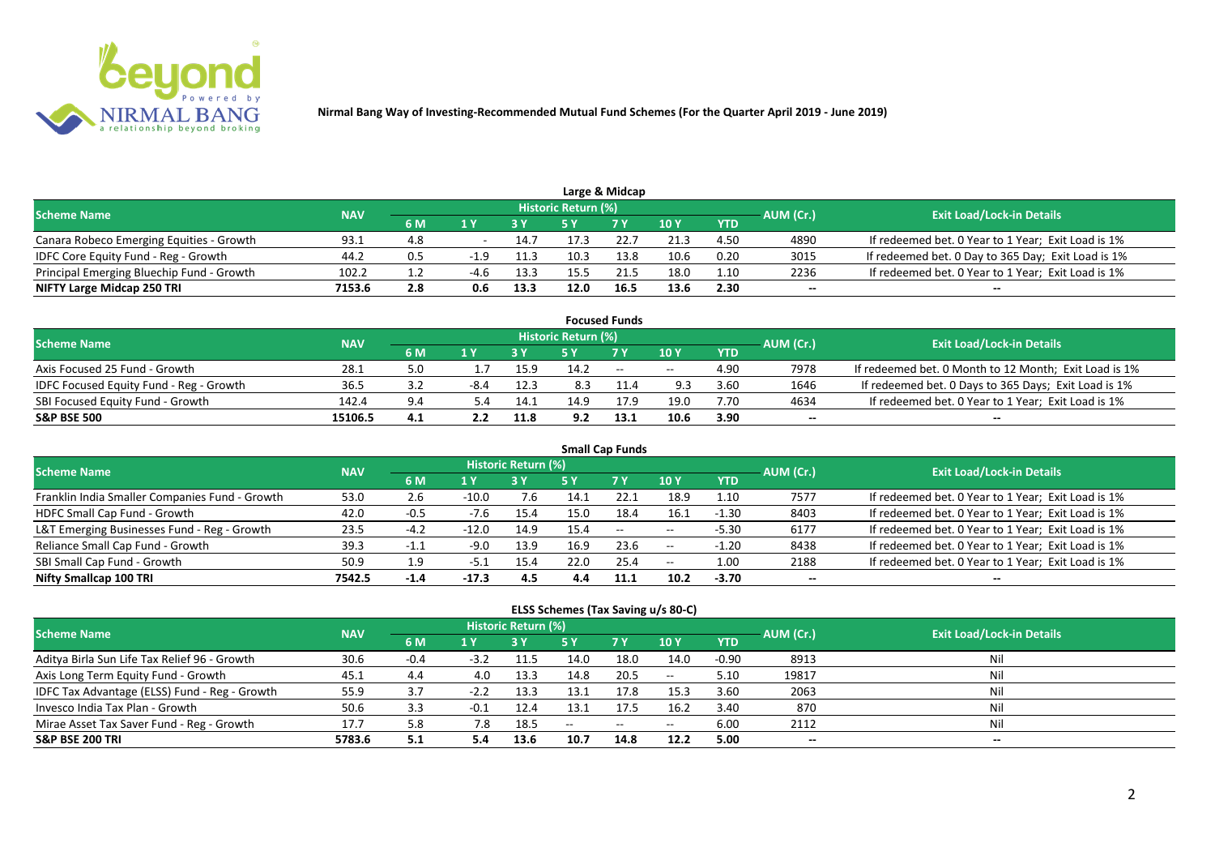**Nirmal Bang Way of Investing-Recommended Mutual Fund Schemes (For the Quarter April 2019 - June 2019)**

## Large & Midcap

| Scheme Name | NAV | Historic Return (%) | | | | | | | AUM (Cr.) | Exit Load/Lock-in Details |
|---|---|---|---|---|---|---|---|---|---|---|
| | | 6 M | 1 Y | 3 Y | 5 Y | 7 Y | 10 Y | YTD | | |
| Canara Robeco Emerging Equities - Growth | 93.1 | 4.8 | - | 14.7 | 17.3 | 22.7 | 21.3 | 4.50 | 4890 | If redeemed bet. 0 Year to 1 Year; Exit Load is 1% |
| IDFC Core Equity Fund - Reg - Growth | 44.2 | 0.5 | -1.9 | 11.3 | 10.3 | 13.8 | 10.6 | 0.20 | 3015 | If redeemed bet. 0 Day to 365 Day; Exit Load is 1% |
| Principal Emerging Bluechip Fund - Growth | 102.2 | 1.2 | -4.6 | 13.3 | 15.5 | 21.5 | 18.0 | 1.10 | 2236 | If redeemed bet. 0 Year to 1 Year; Exit Load is 1% |
| **NIFTY Large Midcap 250 TRI** | **7153.6** | **2.8** | **0.6** | **13.3** | **12.0** | **16.5** | **13.6** | **2.30** | **--** | **--** |

## Focused Funds

| Scheme Name | NAV | Historic Return (%) | | | | | | | AUM (Cr.) | Exit Load/Lock-in Details |
|---|---|---|---|---|---|---|---|---|---|---|
| | | 6 M | 1 Y | 3 Y | 5 Y | 7 Y | 10 Y | YTD | | |
| Axis Focused 25 Fund - Growth | 28.1 | 5.0 | 1.7 | 15.9 | 14.2 | -- | -- | 4.90 | 7978 | If redeemed bet. 0 Month to 12 Month; Exit Load is 1% |
| IDFC Focused Equity Fund - Reg - Growth | 36.5 | 3.2 | -8.4 | 12.3 | 8.3 | 11.4 | 9.3 | 3.60 | 1646 | If redeemed bet. 0 Days to 365 Days; Exit Load is 1% |
| SBI Focused Equity Fund - Growth | 142.4 | 9.4 | 5.4 | 14.1 | 14.9 | 17.9 | 19.0 | 7.70 | 4634 | If redeemed bet. 0 Year to 1 Year; Exit Load is 1% |
| **S&P BSE 500** | **15106.5** | **4.1** | **2.2** | **11.8** | **9.2** | **13.1** | **10.6** | **3.90** | **--** | **--** |

## Small Cap Funds

| Scheme Name | NAV | Historic Return (%) | | | | | | | AUM (Cr.) | Exit Load/Lock-in Details |
|---|---|---|---|---|---|---|---|---|---|---|
| | | 6 M | 1 Y | 3 Y | 5 Y | 7 Y | 10 Y | YTD | | |
| Franklin India Smaller Companies Fund - Growth | 53.0 | 2.6 | -10.0 | 7.6 | 14.1 | 22.1 | 18.9 | 1.10 | 7577 | If redeemed bet. 0 Year to 1 Year; Exit Load is 1% |
| HDFC Small Cap Fund - Growth | 42.0 | -0.5 | -7.6 | 15.4 | 15.0 | 18.4 | 16.1 | -1.30 | 8403 | If redeemed bet. 0 Year to 1 Year; Exit Load is 1% |
| L&T Emerging Businesses Fund - Reg - Growth | 23.5 | -4.2 | -12.0 | 14.9 | 15.4 | -- | -- | -5.30 | 6177 | If redeemed bet. 0 Year to 1 Year; Exit Load is 1% |
| Reliance Small Cap Fund - Growth | 39.3 | -1.1 | -9.0 | 13.9 | 16.9 | 23.6 | -- | -1.20 | 8438 | If redeemed bet. 0 Year to 1 Year; Exit Load is 1% |
| SBI Small Cap Fund - Growth | 50.9 | 1.9 | -5.1 | 15.4 | 22.0 | 25.4 | -- | 1.00 | 2188 | If redeemed bet. 0 Year to 1 Year; Exit Load is 1% |
| **Nifty Smallcap 100 TRI** | **7542.5** | **-1.4** | **-17.3** | **4.5** | **4.4** | **11.1** | **10.2** | **-3.70** | **--** | **--** |

## ELSS Schemes (Tax Saving u/s 80-C)

| Scheme Name | NAV | Historic Return (%) | | | | | | | AUM (Cr.) | Exit Load/Lock-in Details |
|---|---|---|---|---|---|---|---|---|---|---|
| | | 6 M | 1 Y | 3 Y | 5 Y | 7 Y | 10 Y | YTD | | |
| Aditya Birla Sun Life Tax Relief 96 - Growth | 30.6 | -0.4 | -3.2 | 11.5 | 14.0 | 18.0 | 14.0 | -0.90 | 8913 | Nil |
| Axis Long Term Equity Fund - Growth | 45.1 | 4.4 | 4.0 | 13.3 | 14.8 | 20.5 | -- | 5.10 | 19817 | Nil |
| IDFC Tax Advantage (ELSS) Fund - Reg - Growth | 55.9 | 3.7 | -2.2 | 13.3 | 13.1 | 17.8 | 15.3 | 3.60 | 2063 | Nil |
| Invesco India Tax Plan - Growth | 50.6 | 3.3 | -0.1 | 12.4 | 13.1 | 17.5 | 16.2 | 3.40 | 870 | Nil |
| Mirae Asset Tax Saver Fund - Reg - Growth | 17.7 | 5.8 | 7.8 | 18.5 | -- | -- | -- | 6.00 | 2112 | Nil |
| **S&P BSE 200 TRI** | **5783.6** | **5.1** | **5.4** | **13.6** | **10.7** | **14.8** | **12.2** | **5.00** | **--** | **--** |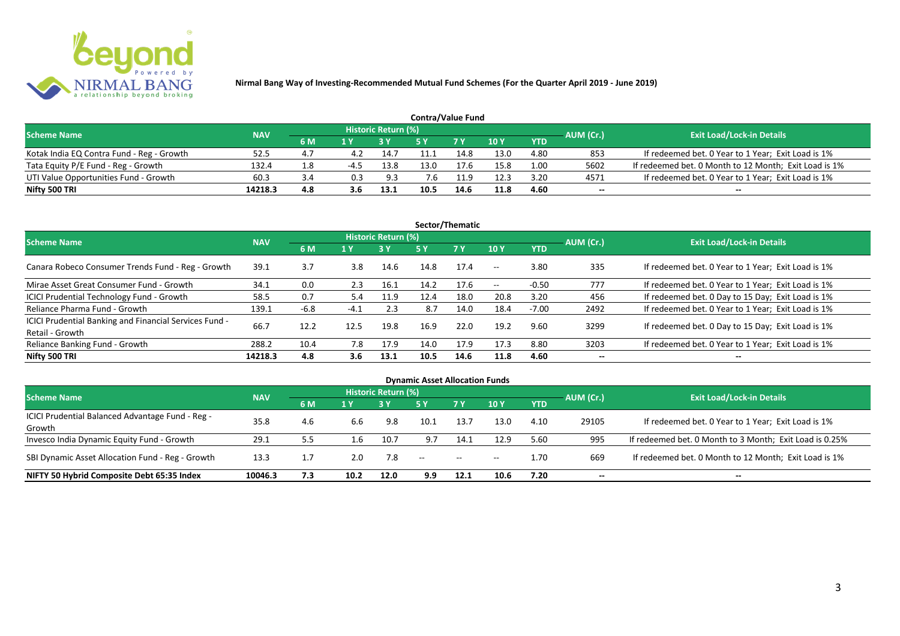**Nirmal Bang Way of Investing-Recommended Mutual Fund Schemes (For the Quarter April 2019 - June 2019)**

## Contra/Value Fund

| Scheme Name | NAV | Historic Return (%) | | | | | | | AUM (Cr.) | Exit Load/Lock-in Details |
|---|---|---|---|---|---|---|---|---|---|---|
| | | 6 M | 1 Y | 3 Y | 5 Y | 7 Y | 10 Y | YTD | | |
| Kotak India EQ Contra Fund - Reg - Growth | 52.5 | 4.7 | 4.2 | 14.7 | 11.1 | 14.8 | 13.0 | 4.80 | 853 | If redeemed bet. 0 Year to 1 Year; Exit Load is 1% |
| Tata Equity P/E Fund - Reg - Growth | 132.4 | 1.8 | -4.5 | 13.8 | 13.0 | 17.6 | 15.8 | 1.00 | 5602 | If redeemed bet. 0 Month to 12 Month; Exit Load is 1% |
| UTI Value Opportunities Fund - Growth | 60.3 | 3.4 | 0.3 | 9.3 | 7.6 | 11.9 | 12.3 | 3.20 | 4571 | If redeemed bet. 0 Year to 1 Year; Exit Load is 1% |
| **Nifty 500 TRI** | **14218.3** | **4.8** | **3.6** | **13.1** | **10.5** | **14.6** | **11.8** | **4.60** | -- | -- |

## Sector/Thematic

| Scheme Name | NAV | Historic Return (%) | | | | | | | AUM (Cr.) | Exit Load/Lock-in Details |
|---|---|---|---|---|---|---|---|---|---|---|
| | | 6 M | 1 Y | 3 Y | 5 Y | 7 Y | 10 Y | YTD | | |
| Canara Robeco Consumer Trends Fund - Reg - Growth | 39.1 | 3.7 | 3.8 | 14.6 | 14.8 | 17.4 | -- | 3.80 | 335 | If redeemed bet. 0 Year to 1 Year; Exit Load is 1% |
| Mirae Asset Great Consumer Fund - Growth | 34.1 | 0.0 | 2.3 | 16.1 | 14.2 | 17.6 | -- | -0.50 | 777 | If redeemed bet. 0 Year to 1 Year; Exit Load is 1% |
| ICICI Prudential Technology Fund - Growth | 58.5 | 0.7 | 5.4 | 11.9 | 12.4 | 18.0 | 20.8 | 3.20 | 456 | If redeemed bet. 0 Day to 15 Day; Exit Load is 1% |
| Reliance Pharma Fund - Growth | 139.1 | -6.8 | -4.1 | 2.3 | 8.7 | 14.0 | 18.4 | -7.00 | 2492 | If redeemed bet. 0 Year to 1 Year; Exit Load is 1% |
| ICICI Prudential Banking and Financial Services Fund - Retail - Growth | 66.7 | 12.2 | 12.5 | 19.8 | 16.9 | 22.0 | 19.2 | 9.60 | 3299 | If redeemed bet. 0 Day to 15 Day; Exit Load is 1% |
| Reliance Banking Fund - Growth | 288.2 | 10.4 | 7.8 | 17.9 | 14.0 | 17.9 | 17.3 | 8.80 | 3203 | If redeemed bet. 0 Year to 1 Year; Exit Load is 1% |
| **Nifty 500 TRI** | **14218.3** | **4.8** | **3.6** | **13.1** | **10.5** | **14.6** | **11.8** | **4.60** | -- | -- |

## Dynamic Asset Allocation Funds

| Scheme Name | NAV | Historic Return (%) | | | | | | | AUM (Cr.) | Exit Load/Lock-in Details |
|---|---|---|---|---|---|---|---|---|---|---|
| | | 6 M | 1 Y | 3 Y | 5 Y | 7 Y | 10 Y | YTD | | |
| ICICI Prudential Balanced Advantage Fund - Reg - Growth | 35.8 | 4.6 | 6.6 | 9.8 | 10.1 | 13.7 | 13.0 | 4.10 | 29105 | If redeemed bet. 0 Year to 1 Year; Exit Load is 1% |
| Invesco India Dynamic Equity Fund - Growth | 29.1 | 5.5 | 1.6 | 10.7 | 9.7 | 14.1 | 12.9 | 5.60 | 995 | If redeemed bet. 0 Month to 3 Month; Exit Load is 0.25% |
| SBI Dynamic Asset Allocation Fund - Reg - Growth | 13.3 | 1.7 | 2.0 | 7.8 | -- | -- | -- | 1.70 | 669 | If redeemed bet. 0 Month to 12 Month; Exit Load is 1% |
| **NIFTY 50 Hybrid Composite Debt 65:35 Index** | **10046.3** | **7.3** | **10.2** | **12.0** | **9.9** | **12.1** | **10.6** | **7.20** | -- | -- |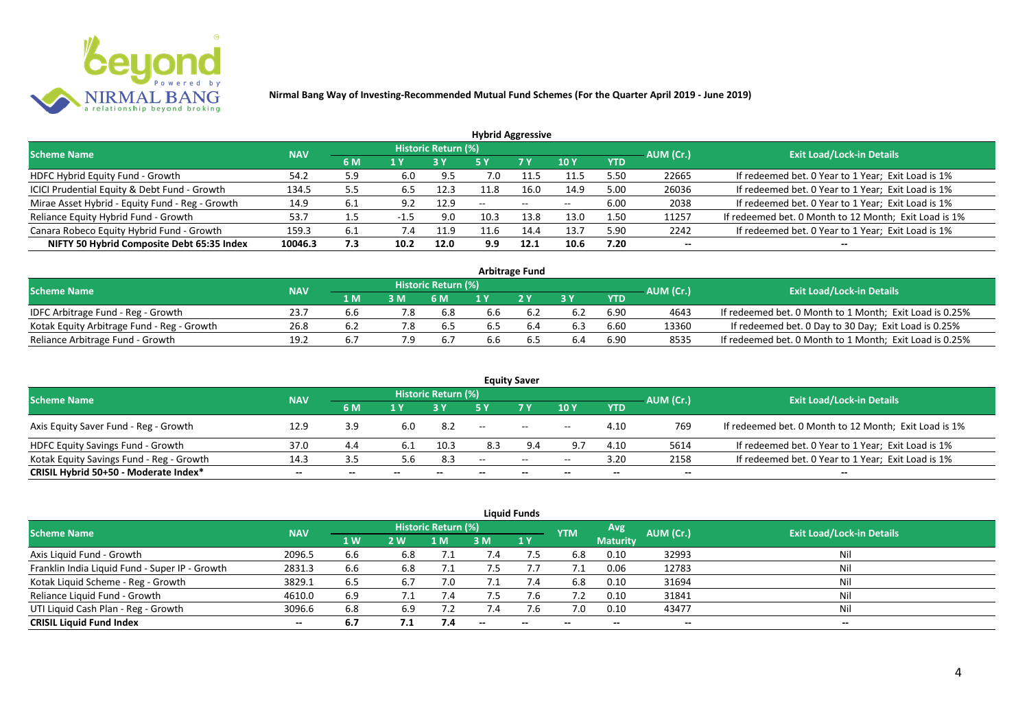**Nirmal Bang Way of Investing-Recommended Mutual Fund Schemes (For the Quarter April 2019 - June 2019)**

### Hybrid Aggressive

| Scheme Name | NAV | Historic Return (%) | | | | | | | AUM (Cr.) | Exit Load/Lock-in Details |
|---|---|---|---|---|---|---|---|---|---|---|
| | | 6 M | 1 Y | 3 Y | 5 Y | 7 Y | 10 Y | YTD | | |
| HDFC Hybrid Equity Fund - Growth | 54.2 | 5.9 | 6.0 | 9.5 | 7.0 | 11.5 | 11.5 | 5.50 | 22665 | If redeemed bet. 0 Year to 1 Year; Exit Load is 1% |
| ICICI Prudential Equity & Debt Fund - Growth | 134.5 | 5.5 | 6.5 | 12.3 | 11.8 | 16.0 | 14.9 | 5.00 | 26036 | If redeemed bet. 0 Year to 1 Year; Exit Load is 1% |
| Mirae Asset Hybrid - Equity Fund - Reg - Growth | 14.9 | 6.1 | 9.2 | 12.9 | -- | -- | -- | 6.00 | 2038 | If redeemed bet. 0 Year to 1 Year; Exit Load is 1% |
| Reliance Equity Hybrid Fund - Growth | 53.7 | 1.5 | -1.5 | 9.0 | 10.3 | 13.8 | 13.0 | 1.50 | 11257 | If redeemed bet. 0 Month to 12 Month; Exit Load is 1% |
| Canara Robeco Equity Hybrid Fund - Growth | 159.3 | 6.1 | 7.4 | 11.9 | 11.6 | 14.4 | 13.7 | 5.90 | 2242 | If redeemed bet. 0 Year to 1 Year; Exit Load is 1% |
| **NIFTY 50 Hybrid Composite Debt 65:35 Index** | **10046.3** | **7.3** | **10.2** | **12.0** | **9.9** | **12.1** | **10.6** | **7.20** | **--** | **--** |

### Arbitrage Fund

| Scheme Name | NAV | Historic Return (%) | | | | | | | AUM (Cr.) | Exit Load/Lock-in Details |
|---|---|---|---|---|---|---|---|---|---|---|
| | | 1 M | 3 M | 6 M | 1 Y | 2 Y | 3 Y | YTD | | |
| IDFC Arbitrage Fund - Reg - Growth | 23.7 | 6.6 | 7.8 | 6.8 | 6.6 | 6.2 | 6.2 | 6.90 | 4643 | If redeemed bet. 0 Month to 1 Month; Exit Load is 0.25% |
| Kotak Equity Arbitrage Fund - Reg - Growth | 26.8 | 6.2 | 7.8 | 6.5 | 6.5 | 6.4 | 6.3 | 6.60 | 13360 | If redeemed bet. 0 Day to 30 Day; Exit Load is 0.25% |
| Reliance Arbitrage Fund - Growth | 19.2 | 6.7 | 7.9 | 6.7 | 6.6 | 6.5 | 6.4 | 6.90 | 8535 | If redeemed bet. 0 Month to 1 Month; Exit Load is 0.25% |

### Equity Saver

| Scheme Name | NAV | Historic Return (%) | | | | | | | AUM (Cr.) | Exit Load/Lock-in Details |
|---|---|---|---|---|---|---|---|---|---|---|
| | | 6 M | 1 Y | 3 Y | 5 Y | 7 Y | 10 Y | YTD | | |
| Axis Equity Saver Fund - Reg - Growth | 12.9 | 3.9 | 6.0 | 8.2 | -- | -- | -- | 4.10 | 769 | If redeemed bet. 0 Month to 12 Month; Exit Load is 1% |
| HDFC Equity Savings Fund - Growth | 37.0 | 4.4 | 6.1 | 10.3 | 8.3 | 9.4 | 9.7 | 4.10 | 5614 | If redeemed bet. 0 Year to 1 Year; Exit Load is 1% |
| Kotak Equity Savings Fund - Reg - Growth | 14.3 | 3.5 | 5.6 | 8.3 | -- | -- | -- | 3.20 | 2158 | If redeemed bet. 0 Year to 1 Year; Exit Load is 1% |
| **CRISIL Hybrid 50+50 - Moderate Index*** | **--** | **--** | **--** | **--** | **--** | **--** | **--** | **--** | **--** | **--** |

### Liquid Funds

| Scheme Name | NAV | Historic Return (%) | | | | | YTM | Avg Maturity | AUM (Cr.) | Exit Load/Lock-in Details |
|---|---|---|---|---|---|---|---|---|---|---|
| | | 1 W | 2 W | 1 M | 3 M | 1 Y | | | | |
| Axis Liquid Fund - Growth | 2096.5 | 6.6 | 6.8 | 7.1 | 7.4 | 7.5 | 6.8 | 0.10 | 32993 | Nil |
| Franklin India Liquid Fund - Super IP - Growth | 2831.3 | 6.6 | 6.8 | 7.1 | 7.5 | 7.7 | 7.1 | 0.06 | 12783 | Nil |
| Kotak Liquid Scheme - Reg - Growth | 3829.1 | 6.5 | 6.7 | 7.0 | 7.1 | 7.4 | 6.8 | 0.10 | 31694 | Nil |
| Reliance Liquid Fund - Growth | 4610.0 | 6.9 | 7.1 | 7.4 | 7.5 | 7.6 | 7.2 | 0.10 | 31841 | Nil |
| UTI Liquid Cash Plan - Reg - Growth | 3096.6 | 6.8 | 6.9 | 7.2 | 7.4 | 7.6 | 7.0 | 0.10 | 43477 | Nil |
| **CRISIL Liquid Fund Index** | **--** | **6.7** | **7.1** | **7.4** | **--** | **--** | **--** | **--** | **--** | **--** |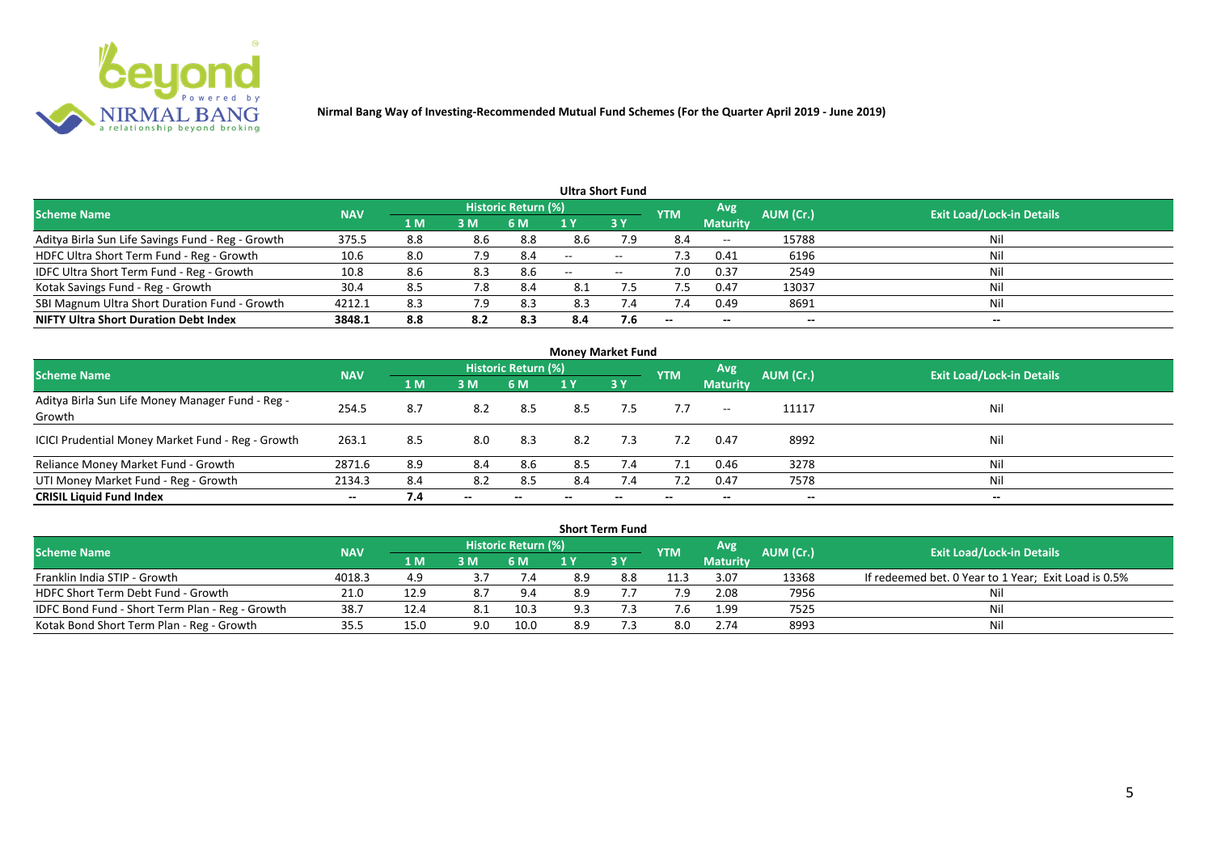**Nirmal Bang Way of Investing-Recommended Mutual Fund Schemes (For the Quarter April 2019 - June 2019)**

## Ultra Short Fund

| Scheme Name | NAV | Historic Return (%) | | | | | YTM | Avg Maturity | AUM (Cr.) | Exit Load/Lock-in Details |
|---|---|---|---|---|---|---|---|---|---|---|
| | | 1 M | 3 M | 6 M | 1 Y | 3 Y | | | | |
| Aditya Birla Sun Life Savings Fund - Reg - Growth | 375.5 | 8.8 | 8.6 | 8.8 | 8.6 | 7.9 | 8.4 | -- | 15788 | Nil |
| HDFC Ultra Short Term Fund - Reg - Growth | 10.6 | 8.0 | 7.9 | 8.4 | -- | -- | 7.3 | 0.41 | 6196 | Nil |
| IDFC Ultra Short Term Fund - Reg - Growth | 10.8 | 8.6 | 8.3 | 8.6 | -- | -- | 7.0 | 0.37 | 2549 | Nil |
| Kotak Savings Fund - Reg - Growth | 30.4 | 8.5 | 7.8 | 8.4 | 8.1 | 7.5 | 7.5 | 0.47 | 13037 | Nil |
| SBI Magnum Ultra Short Duration Fund - Growth | 4212.1 | 8.3 | 7.9 | 8.3 | 8.3 | 7.4 | 7.4 | 0.49 | 8691 | Nil |
| **NIFTY Ultra Short Duration Debt Index** | **3848.1** | **8.8** | **8.2** | **8.3** | **8.4** | **7.6** | **--** | **--** | **--** | **--** |

## Money Market Fund

| Scheme Name | NAV | Historic Return (%) | | | | | YTM | Avg Maturity | AUM (Cr.) | Exit Load/Lock-in Details |
|---|---|---|---|---|---|---|---|---|---|---|
| | | 1 M | 3 M | 6 M | 1 Y | 3 Y | | | | |
| Aditya Birla Sun Life Money Manager Fund - Reg - Growth | 254.5 | 8.7 | 8.2 | 8.5 | 8.5 | 7.5 | 7.7 | -- | 11117 | Nil |
| ICICI Prudential Money Market Fund - Reg - Growth | 263.1 | 8.5 | 8.0 | 8.3 | 8.2 | 7.3 | 7.2 | 0.47 | 8992 | Nil |
| Reliance Money Market Fund - Growth | 2871.6 | 8.9 | 8.4 | 8.6 | 8.5 | 7.4 | 7.1 | 0.46 | 3278 | Nil |
| UTI Money Market Fund - Reg - Growth | 2134.3 | 8.4 | 8.2 | 8.5 | 8.4 | 7.4 | 7.2 | 0.47 | 7578 | Nil |
| **CRISIL Liquid Fund Index** | **--** | **7.4** | **--** | **--** | **--** | **--** | **--** | **--** | **--** | **--** |

## Short Term Fund

| Scheme Name | NAV | Historic Return (%) | | | | | YTM | Avg Maturity | AUM (Cr.) | Exit Load/Lock-in Details |
|---|---|---|---|---|---|---|---|---|---|---|
| | | 1 M | 3 M | 6 M | 1 Y | 3 Y | | | | |
| Franklin India STIP - Growth | 4018.3 | 4.9 | 3.7 | 7.4 | 8.9 | 8.8 | 11.3 | 3.07 | 13368 | If redeemed bet. 0 Year to 1 Year; Exit Load is 0.5% |
| HDFC Short Term Debt Fund - Growth | 21.0 | 12.9 | 8.7 | 9.4 | 8.9 | 7.7 | 7.9 | 2.08 | 7956 | Nil |
| IDFC Bond Fund - Short Term Plan - Reg - Growth | 38.7 | 12.4 | 8.1 | 10.3 | 9.3 | 7.3 | 7.6 | 1.99 | 7525 | Nil |
| Kotak Bond Short Term Plan - Reg - Growth | 35.5 | 15.0 | 9.0 | 10.0 | 8.9 | 7.3 | 8.0 | 2.74 | 8993 | Nil |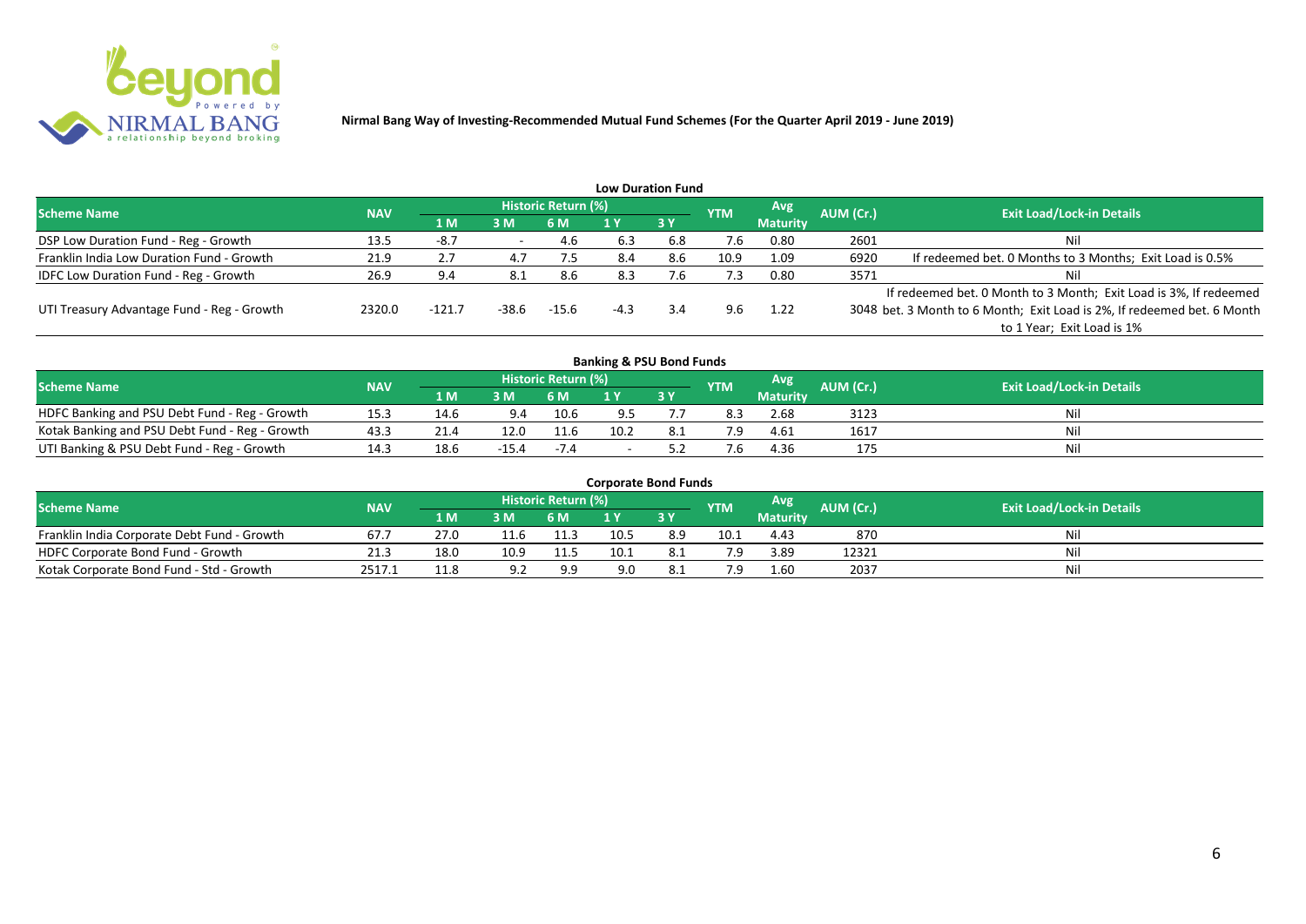**Nirmal Bang Way of Investing-Recommended Mutual Fund Schemes (For the Quarter April 2019 - June 2019)**

## Low Duration Fund

| Scheme Name | NAV | Historic Return (%) | | | | | YTM | Avg Maturity | AUM (Cr.) | Exit Load/Lock-in Details |
|---|---|---|---|---|---|---|---|---|---|---|
| | | 1 M | 3 M | 6 M | 1 Y | 3 Y | | | | |
| DSP Low Duration Fund - Reg - Growth | 13.5 | -8.7 | - | 4.6 | 6.3 | 6.8 | 7.6 | 0.80 | 2601 | Nil |
| Franklin India Low Duration Fund - Growth | 21.9 | 2.7 | 4.7 | 7.5 | 8.4 | 8.6 | 10.9 | 1.09 | 6920 | If redeemed bet. 0 Months to 3 Months; Exit Load is 0.5% |
| IDFC Low Duration Fund - Reg - Growth | 26.9 | 9.4 | 8.1 | 8.6 | 8.3 | 7.6 | 7.3 | 0.80 | 3571 | Nil |
| UTI Treasury Advantage Fund - Reg - Growth | 2320.0 | -121.7 | -38.6 | -15.6 | -4.3 | 3.4 | 9.6 | 1.22 | 3048 | If redeemed bet. 0 Month to 3 Month; Exit Load is 3%, If redeemed bet. 3 Month to 6 Month; Exit Load is 2%, If redeemed bet. 6 Month to 1 Year; Exit Load is 1% |

## Banking & PSU Bond Funds

| Scheme Name | NAV | Historic Return (%) | | | | | YTM | Avg Maturity | AUM (Cr.) | Exit Load/Lock-in Details |
|---|---|---|---|---|---|---|---|---|---|---|
| | | 1 M | 3 M | 6 M | 1 Y | 3 Y | | | | |
| HDFC Banking and PSU Debt Fund - Reg - Growth | 15.3 | 14.6 | 9.4 | 10.6 | 9.5 | 7.7 | 8.3 | 2.68 | 3123 | Nil |
| Kotak Banking and PSU Debt Fund - Reg - Growth | 43.3 | 21.4 | 12.0 | 11.6 | 10.2 | 8.1 | 7.9 | 4.61 | 1617 | Nil |
| UTI Banking & PSU Debt Fund - Reg - Growth | 14.3 | 18.6 | -15.4 | -7.4 | - | 5.2 | 7.6 | 4.36 | 175 | Nil |

## Corporate Bond Funds

| Scheme Name | NAV | Historic Return (%) | | | | | YTM | Avg Maturity | AUM (Cr.) | Exit Load/Lock-in Details |
|---|---|---|---|---|---|---|---|---|---|---|
| | | 1 M | 3 M | 6 M | 1 Y | 3 Y | | | | |
| Franklin India Corporate Debt Fund - Growth | 67.7 | 27.0 | 11.6 | 11.3 | 10.5 | 8.9 | 10.1 | 4.43 | 870 | Nil |
| HDFC Corporate Bond Fund - Growth | 21.3 | 18.0 | 10.9 | 11.5 | 10.1 | 8.1 | 7.9 | 3.89 | 12321 | Nil |
| Kotak Corporate Bond Fund - Std - Growth | 2517.1 | 11.8 | 9.2 | 9.9 | 9.0 | 8.1 | 7.9 | 1.60 | 2037 | Nil |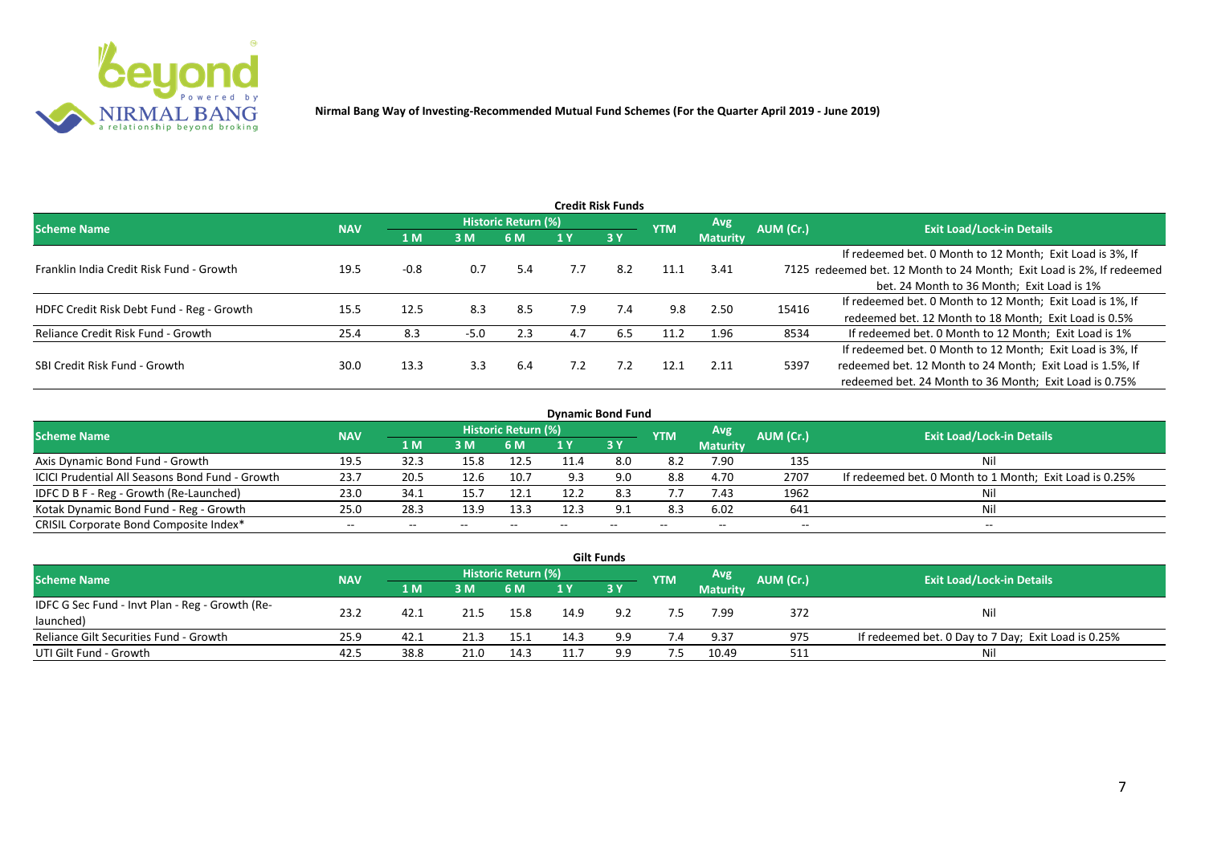**Nirmal Bang Way of Investing-Recommended Mutual Fund Schemes (For the Quarter April 2019 - June 2019)**

## Credit Risk Funds

| Scheme Name | NAV | Historic Return (%) | | | | | YTM | Avg Maturity | AUM (Cr.) | Exit Load/Lock-in Details |
|---|---|---|---|---|---|---|---|---|---|---|
| | | 1 M | 3 M | 6 M | 1 Y | 3 Y | | | | |
| Franklin India Credit Risk Fund - Growth | 19.5 | -0.8 | 0.7 | 5.4 | 7.7 | 8.2 | 11.1 | 3.41 | 7125 | If redeemed bet. 0 Month to 12 Month; Exit Load is 3%, If redeemed bet. 12 Month to 24 Month; Exit Load is 2%, If redeemed bet. 24 Month to 36 Month; Exit Load is 1% |
| HDFC Credit Risk Debt Fund - Reg - Growth | 15.5 | 12.5 | 8.3 | 8.5 | 7.9 | 7.4 | 9.8 | 2.50 | 15416 | If redeemed bet. 0 Month to 12 Month; Exit Load is 1%, If redeemed bet. 12 Month to 18 Month; Exit Load is 0.5% |
| Reliance Credit Risk Fund - Growth | 25.4 | 8.3 | -5.0 | 2.3 | 4.7 | 6.5 | 11.2 | 1.96 | 8534 | If redeemed bet. 0 Month to 12 Month; Exit Load is 1% |
| SBI Credit Risk Fund - Growth | 30.0 | 13.3 | 3.3 | 6.4 | 7.2 | 7.2 | 12.1 | 2.11 | 5397 | If redeemed bet. 0 Month to 12 Month; Exit Load is 3%, If redeemed bet. 12 Month to 24 Month; Exit Load is 1.5%, If redeemed bet. 24 Month to 36 Month; Exit Load is 0.75% |

## Dynamic Bond Fund

| Scheme Name | NAV | Historic Return (%) | | | | | YTM | Avg Maturity | AUM (Cr.) | Exit Load/Lock-in Details |
|---|---|---|---|---|---|---|---|---|---|---|
| | | 1 M | 3 M | 6 M | 1 Y | 3 Y | | | | |
| Axis Dynamic Bond Fund - Growth | 19.5 | 32.3 | 15.8 | 12.5 | 11.4 | 8.0 | 8.2 | 7.90 | 135 | Nil |
| ICICI Prudential All Seasons Bond Fund - Growth | 23.7 | 20.5 | 12.6 | 10.7 | 9.3 | 9.0 | 8.8 | 4.70 | 2707 | If redeemed bet. 0 Month to 1 Month; Exit Load is 0.25% |
| IDFC D B F - Reg - Growth (Re-Launched) | 23.0 | 34.1 | 15.7 | 12.1 | 12.2 | 8.3 | 7.7 | 7.43 | 1962 | Nil |
| Kotak Dynamic Bond Fund - Reg - Growth | 25.0 | 28.3 | 13.9 | 13.3 | 12.3 | 9.1 | 8.3 | 6.02 | 641 | Nil |
| CRISIL Corporate Bond Composite Index* | -- | -- | -- | -- | -- | -- | -- | -- | -- | -- |

## Gilt Funds

| Scheme Name | NAV | Historic Return (%) | | | | | YTM | Avg Maturity | AUM (Cr.) | Exit Load/Lock-in Details |
|---|---|---|---|---|---|---|---|---|---|---|
| | | 1 M | 3 M | 6 M | 1 Y | 3 Y | | | | |
| IDFC G Sec Fund - Invt Plan - Reg - Growth (Re-launched) | 23.2 | 42.1 | 21.5 | 15.8 | 14.9 | 9.2 | 7.5 | 7.99 | 372 | Nil |
| Reliance Gilt Securities Fund - Growth | 25.9 | 42.1 | 21.3 | 15.1 | 14.3 | 9.9 | 7.4 | 9.37 | 975 | If redeemed bet. 0 Day to 7 Day; Exit Load is 0.25% |
| UTI Gilt Fund - Growth | 42.5 | 38.8 | 21.0 | 14.3 | 11.7 | 9.9 | 7.5 | 10.49 | 511 | Nil |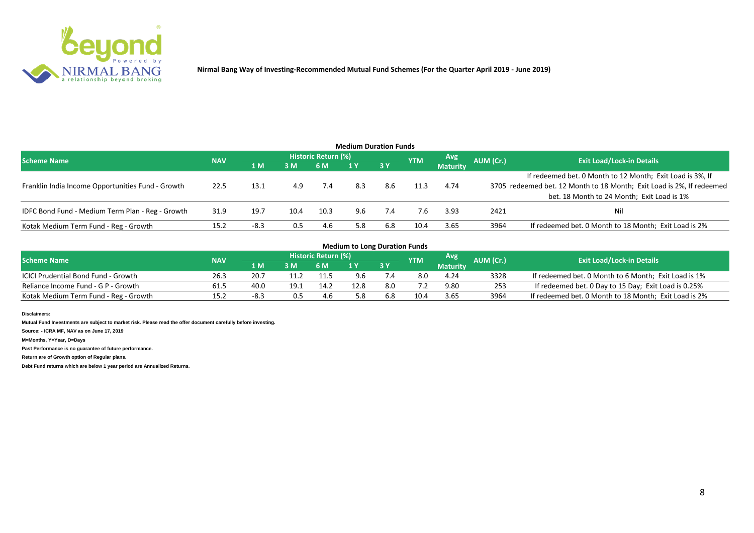**Nirmal Bang Way of Investing-Recommended Mutual Fund Schemes (For the Quarter April 2019 - June 2019)**

### Medium Duration Funds

| Scheme Name | NAV | Historic Return (%) | | | | | YTM | Avg Maturity | AUM (Cr.) | Exit Load/Lock-in Details |
|---|---|---|---|---|---|---|---|---|---|---|
| | | 1 M | 3 M | 6 M | 1 Y | 3 Y | | | | |
| Franklin India Income Opportunities Fund - Growth | 22.5 | 13.1 | 4.9 | 7.4 | 8.3 | 8.6 | 11.3 | 4.74 | 3705 | If redeemed bet. 0 Month to 12 Month; Exit Load is 3%, If redeemed bet. 12 Month to 18 Month; Exit Load is 2%, If redeemed bet. 18 Month to 24 Month; Exit Load is 1% |
| IDFC Bond Fund - Medium Term Plan - Reg - Growth | 31.9 | 19.7 | 10.4 | 10.3 | 9.6 | 7.4 | 7.6 | 3.93 | 2421 | Nil |
| Kotak Medium Term Fund - Reg - Growth | 15.2 | -8.3 | 0.5 | 4.6 | 5.8 | 6.8 | 10.4 | 3.65 | 3964 | If redeemed bet. 0 Month to 18 Month; Exit Load is 2% |

### Medium to Long Duration Funds

| Scheme Name | NAV | Historic Return (%) | | | | | YTM | Avg Maturity | AUM (Cr.) | Exit Load/Lock-in Details |
|---|---|---|---|---|---|---|---|---|---|---|
| | | 1 M | 3 M | 6 M | 1 Y | 3 Y | | | | |
| ICICI Prudential Bond Fund - Growth | 26.3 | 20.7 | 11.2 | 11.5 | 9.6 | 7.4 | 8.0 | 4.24 | 3328 | If redeemed bet. 0 Month to 6 Month; Exit Load is 1% |
| Reliance Income Fund - G P - Growth | 61.5 | 40.0 | 19.1 | 14.2 | 12.8 | 8.0 | 7.2 | 9.80 | 253 | If redeemed bet. 0 Day to 15 Day; Exit Load is 0.25% |
| Kotak Medium Term Fund - Reg - Growth | 15.2 | -8.3 | 0.5 | 4.6 | 5.8 | 6.8 | 10.4 | 3.65 | 3964 | If redeemed bet. 0 Month to 18 Month; Exit Load is 2% |

**Disclaimers:**

**Mutual Fund Investments are subject to market risk. Please read the offer document carefully before investing.**

**Source: - ICRA MF, NAV as on June 17, 2019**

**M=Months, Y=Year, D=Days**

**Past Performance is no guarantee of future performance.**

**Return are of Growth option of Regular plans.**

**Debt Fund returns which are below 1 year period are Annualized Returns.**